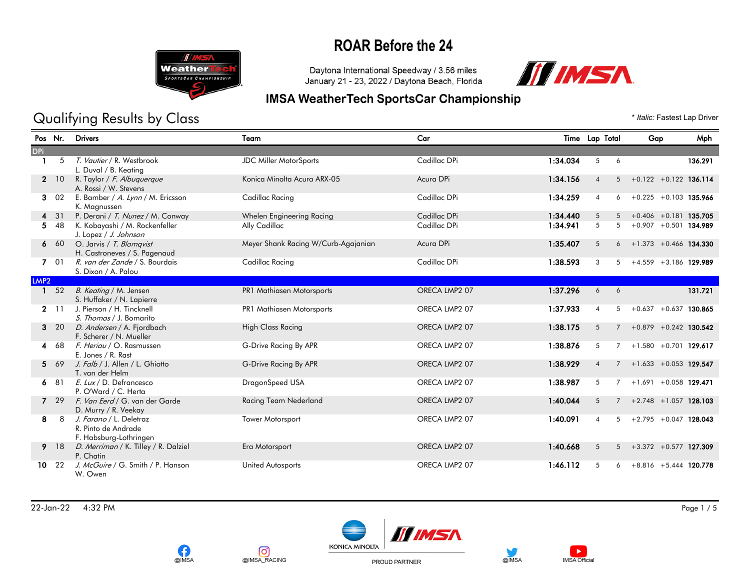# ROAR Before the 24

Daytona International Speedway / 3.56 miles
January 21 - 23, 2022 / Daytona Beach, Florida

## IMSA WeatherTech SportsCar Championship

## Qualifying Results by Class

\* *Italic:* Fastest Lap Driver

| Pos | Nr. | Drivers | Team | Car | Time | Lap | Total | Gap | | Mph |
|---|---|---|---|---|---|---|---|---|---|---|
| **DPi** | | | | | | | | | | |
| 1 | 5 | *T. Vautier* / R. Westbrook<br>L. Duval / B. Keating | JDC Miller MotorSports | Cadillac DPi | **1:34.034** | 5 | 6 | | | **136.291** |
| 2 | 10 | R. Taylor / *F. Albuquerque*<br>A. Rossi / W. Stevens | Konica Minolta Acura ARX-05 | Acura DPi | **1:34.156** | 4 | 5 | +0.122 | +0.122 | **136.114** |
| 3 | 02 | E. Bamber / *A. Lynn* / M. Ericsson<br>K. Magnussen | Cadillac Racing | Cadillac DPi | **1:34.259** | 4 | 6 | +0.225 | +0.103 | **135.966** |
| 4 | 31 | P. Derani / *T. Nunez* / M. Conway | Whelen Engineering Racing | Cadillac DPi | **1:34.440** | 5 | 5 | +0.406 | +0.181 | **135.705** |
| 5 | 48 | K. Kobayashi / M. Rockenfeller<br>J. Lopez / *J. Johnson* | Ally Cadillac | Cadillac DPi | **1:34.941** | 5 | 5 | +0.907 | +0.501 | **134.989** |
| 6 | 60 | O. Jarvis / *T. Blomqvist*<br>H. Castroneves / S. Pagenaud | Meyer Shank Racing W/Curb-Agajanian | Acura DPi | **1:35.407** | 5 | 6 | +1.373 | +0.466 | **134.330** |
| 7 | 01 | *R. van der Zande* / S. Bourdais<br>S. Dixon / A. Palou | Cadillac Racing | Cadillac DPi | **1:38.593** | 3 | 5 | +4.559 | +3.186 | **129.989** |
| **LMP2** | | | | | | | | | | |
| 1 | 52 | *B. Keating* / M. Jensen<br>S. Huffaker / N. Lapierre | PR1 Mathiasen Motorsports | ORECA LMP2 07 | **1:37.296** | 6 | 6 | | | **131.721** |
| 2 | 11 | J. Pierson / H. Tincknell<br>*S. Thomas* / J. Bomarito | PR1 Mathiasen Motorsports | ORECA LMP2 07 | **1:37.933** | 4 | 5 | +0.637 | +0.637 | **130.865** |
| 3 | 20 | *D. Andersen* / A. Fjordbach<br>F. Scherer / N. Mueller | High Class Racing | ORECA LMP2 07 | **1:38.175** | 5 | 7 | +0.879 | +0.242 | **130.542** |
| 4 | 68 | *F. Heriau* / O. Rasmussen<br>E. Jones / R. Rast | G-Drive Racing By APR | ORECA LMP2 07 | **1:38.876** | 5 | 7 | +1.580 | +0.701 | **129.617** |
| 5 | 69 | *J. Falb* / J. Allen / L. Ghiotto<br>T. van der Helm | G-Drive Racing By APR | ORECA LMP2 07 | **1:38.929** | 4 | 7 | +1.633 | +0.053 | **129.547** |
| 6 | 81 | *E. Lux* / D. Defrancesco<br>P. O'Ward / C. Herta | DragonSpeed USA | ORECA LMP2 07 | **1:38.987** | 5 | 7 | +1.691 | +0.058 | **129.471** |
| 7 | 29 | *F. Van Eerd* / G. van der Garde<br>D. Murry / R. Veekay | Racing Team Nederland | ORECA LMP2 07 | **1:40.044** | 5 | 7 | +2.748 | +1.057 | **128.103** |
| 8 | 8 | *J. Farano* / L. Deletraz<br>R. Pinto de Andrade<br>F. Habsburg-Lothringen | Tower Motorsport | ORECA LMP2 07 | **1:40.091** | 4 | 5 | +2.795 | +0.047 | **128.043** |
| 9 | 18 | *D. Merriman* / K. Tilley / R. Dalziel<br>P. Chatin | Era Motorsport | ORECA LMP2 07 | **1:40.668** | 5 | 5 | +3.372 | +0.577 | **127.309** |
| 10 | 22 | *J. McGuire* / G. Smith / P. Hanson<br>W. Owen | United Autosports | ORECA LMP2 07 | **1:46.112** | 5 | 6 | +8.816 | +5.444 | **120.778** |

22-Jan-22 4:32 PM

@IMSA @IMSA_RACING KONICA MINOLTA PROUD PARTNER @IMSA IMSA Official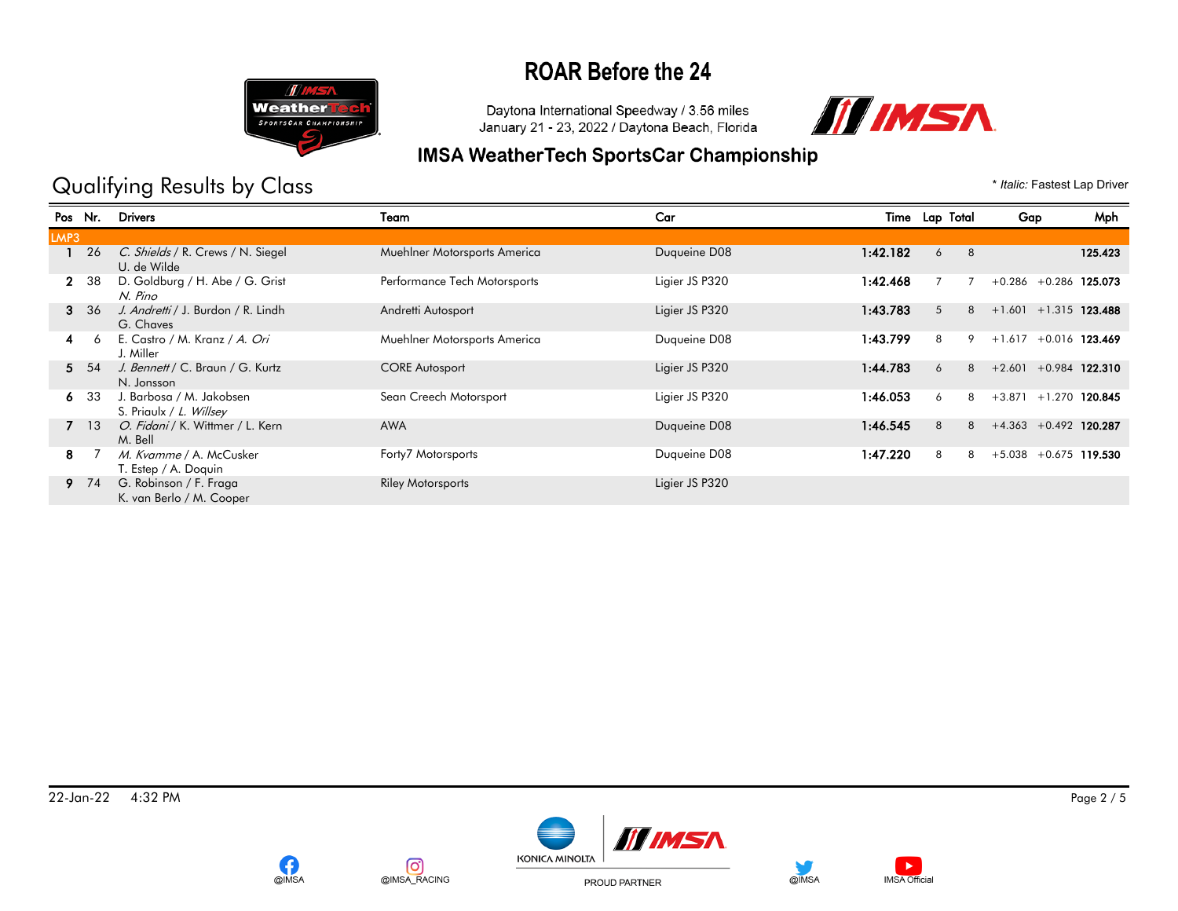# ROAR Before the 24

Daytona International Speedway / 3.56 miles
January 21 - 23, 2022 / Daytona Beach, Florida

## IMSA WeatherTech SportsCar Championship

## Qualifying Results by Class

\* *Italic:* Fastest Lap Driver

| Pos | Nr. | Drivers | Team | Car | Time | Lap | Total | Gap | | Mph |
|---|---|---|---|---|---|---|---|---|---|---|
| **LMP3** | | | | | | | | | | |
| **1** | 26 | *C. Shields* / R. Crews / N. Siegel / U. de Wilde | Muehlner Motorsports America | Duqueine D08 | **1:42.182** | 6 | 8 | | | **125.423** |
| **2** | 38 | D. Goldburg / H. Abe / G. Grist / *N. Pino* | Performance Tech Motorsports | Ligier JS P320 | **1:42.468** | 7 | 7 | +0.286 | +0.286 | **125.073** |
| **3** | 36 | *J. Andretti* / J. Burdon / R. Lindh / G. Chaves | Andretti Autosport | Ligier JS P320 | **1:43.783** | 5 | 8 | +1.601 | +1.315 | **123.488** |
| **4** | 6 | E. Castro / M. Kranz / *A. Ori* / J. Miller | Muehlner Motorsports America | Duqueine D08 | **1:43.799** | 8 | 9 | +1.617 | +0.016 | **123.469** |
| **5** | 54 | *J. Bennett* / C. Braun / G. Kurtz / N. Jonsson | CORE Autosport | Ligier JS P320 | **1:44.783** | 6 | 8 | +2.601 | +0.984 | **122.310** |
| **6** | 33 | J. Barbosa / M. Jakobsen / S. Priaulx / *L. Willsey* | Sean Creech Motorsport | Ligier JS P320 | **1:46.053** | 6 | 8 | +3.871 | +1.270 | **120.845** |
| **7** | 13 | *O. Fidani* / K. Wittmer / L. Kern / M. Bell | AWA | Duqueine D08 | **1:46.545** | 8 | 8 | +4.363 | +0.492 | **120.287** |
| **8** | 7 | *M. Kvamme* / A. McCusker / T. Estep / A. Doquin | Forty7 Motorsports | Duqueine D08 | **1:47.220** | 8 | 8 | +5.038 | +0.675 | **119.530** |
| **9** | 74 | G. Robinson / F. Fraga / K. van Berlo / M. Cooper | Riley Motorsports | Ligier JS P320 | | | | | | |

22-Jan-22 4:32 PM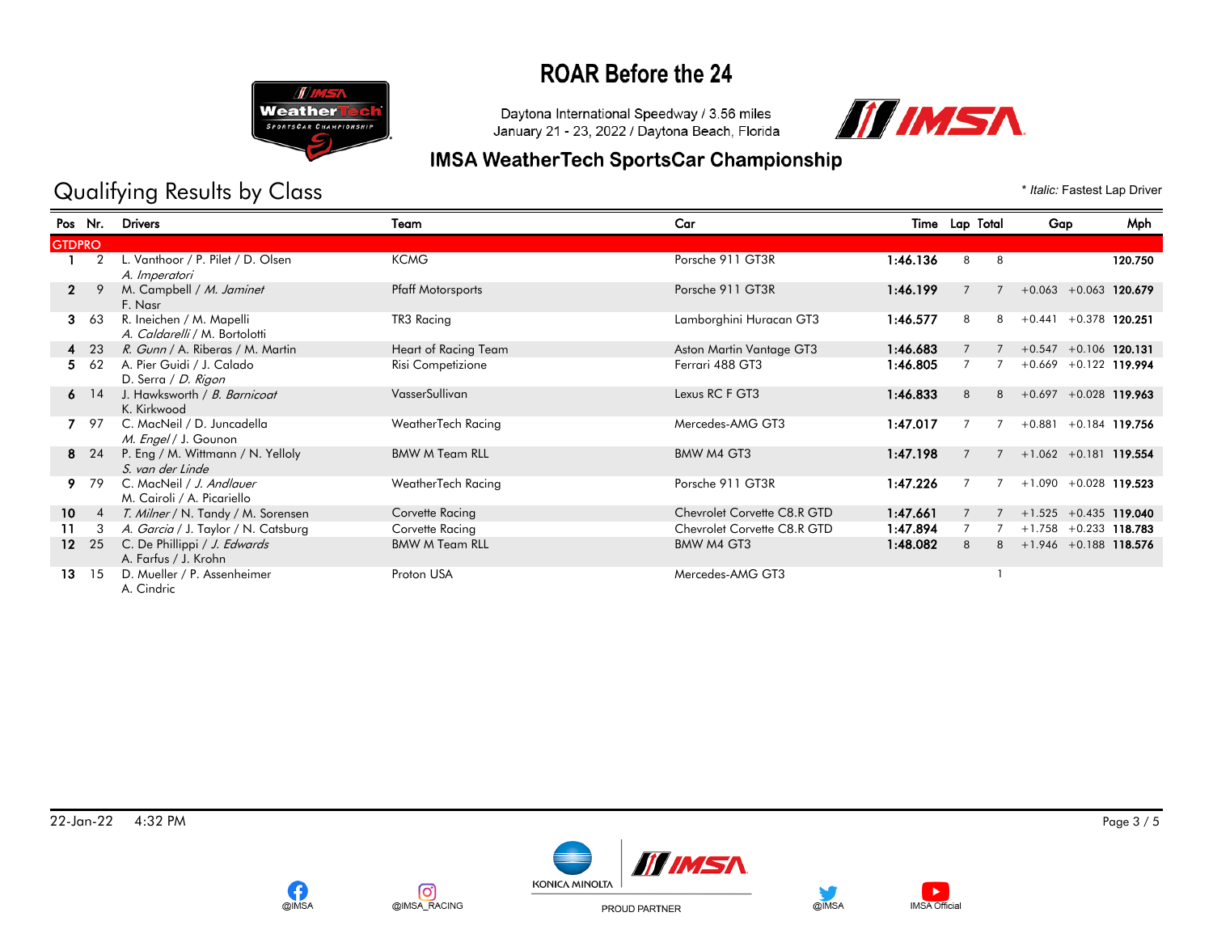# ROAR Before the 24

Daytona International Speedway / 3.56 miles
January 21 - 23, 2022 / Daytona Beach, Florida

## IMSA WeatherTech SportsCar Championship

## Qualifying Results by Class

\* *Italic:* Fastest Lap Driver

| Pos | Nr. | Drivers | Team | Car | Time | Lap | Total | Gap | | Mph |
|---|---|---|---|---|---|---|---|---|---|---|
| **GTDPRO** | | | | | | | | | | |
| 1 | 2 | L. Vanthoor / P. Pilet / D. Olsen / *A. Imperatori* | KCMG | Porsche 911 GT3R | 1:46.136 | 8 | 8 | | | 120.750 |
| 2 | 9 | M. Campbell / *M. Jaminet* / F. Nasr | Pfaff Motorsports | Porsche 911 GT3R | 1:46.199 | 7 | 7 | +0.063 | +0.063 | 120.679 |
| 3 | 63 | R. Ineichen / M. Mapelli / *A. Caldarelli* / M. Bortolotti | TR3 Racing | Lamborghini Huracan GT3 | 1:46.577 | 8 | 8 | +0.441 | +0.378 | 120.251 |
| 4 | 23 | *R. Gunn* / A. Riberas / M. Martin | Heart of Racing Team | Aston Martin Vantage GT3 | 1:46.683 | 7 | 7 | +0.547 | +0.106 | 120.131 |
| 5 | 62 | A. Pier Guidi / J. Calado / D. Serra / *D. Rigon* | Risi Competizione | Ferrari 488 GT3 | 1:46.805 | 7 | 7 | +0.669 | +0.122 | 119.994 |
| 6 | 14 | J. Hawksworth / *B. Barnicoat* / K. Kirkwood | VasserSullivan | Lexus RC F GT3 | 1:46.833 | 8 | 8 | +0.697 | +0.028 | 119.963 |
| 7 | 97 | C. MacNeil / D. Juncadella / *M. Engel* / J. Gounon | WeatherTech Racing | Mercedes-AMG GT3 | 1:47.017 | 7 | 7 | +0.881 | +0.184 | 119.756 |
| 8 | 24 | P. Eng / M. Wittmann / N. Yelloly / *S. van der Linde* | BMW M Team RLL | BMW M4 GT3 | 1:47.198 | 7 | 7 | +1.062 | +0.181 | 119.554 |
| 9 | 79 | C. MacNeil / *J. Andlauer* / M. Cairoli / A. Picariello | WeatherTech Racing | Porsche 911 GT3R | 1:47.226 | 7 | 7 | +1.090 | +0.028 | 119.523 |
| 10 | 4 | *T. Milner* / N. Tandy / M. Sorensen | Corvette Racing | Chevrolet Corvette C8.R GTD | 1:47.661 | 7 | 7 | +1.525 | +0.435 | 119.040 |
| 11 | 3 | *A. Garcia* / J. Taylor / N. Catsburg | Corvette Racing | Chevrolet Corvette C8.R GTD | 1:47.894 | 7 | 7 | +1.758 | +0.233 | 118.783 |
| 12 | 25 | C. De Phillippi / *J. Edwards* / A. Farfus / J. Krohn | BMW M Team RLL | BMW M4 GT3 | 1:48.082 | 8 | 8 | +1.946 | +0.188 | 118.576 |
| 13 | 15 | D. Mueller / P. Assenheimer / A. Cindric | Proton USA | Mercedes-AMG GT3 | | | 1 | | | |

22-Jan-22 4:32 PM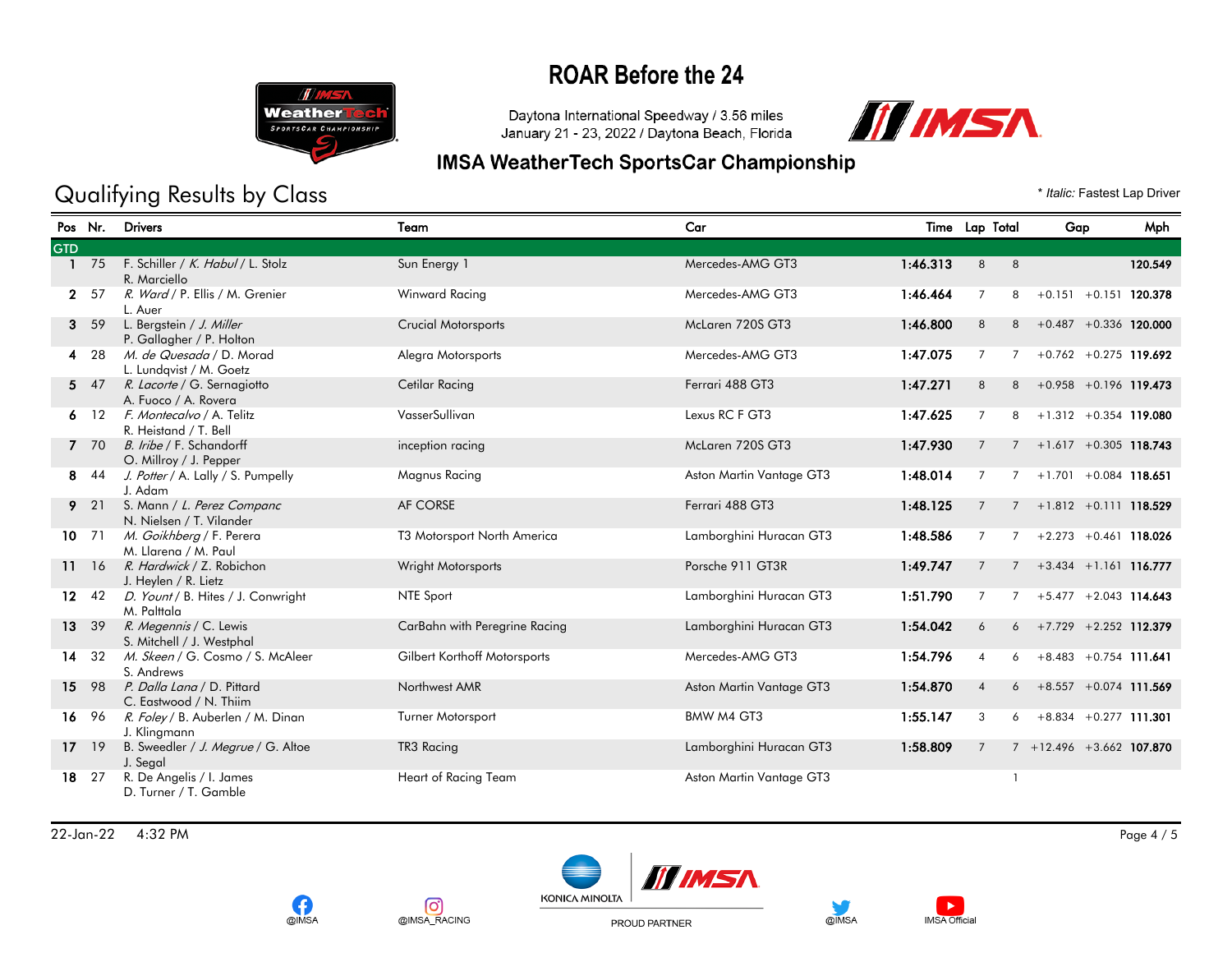# ROAR Before the 24

Daytona International Speedway / 3.56 miles
January 21 - 23, 2022 / Daytona Beach, Florida

## IMSA WeatherTech SportsCar Championship

## Qualifying Results by Class

\* *Italic:* Fastest Lap Driver

| Pos | Nr. | Drivers | Team | Car | Time | Lap | Total | Gap | | Mph |
|---|---|---|---|---|---|---|---|---|---|---|
| **GTD** | | | | | | | | | | |
| 1 | 75 | F. Schiller / *K. Habul* / L. Stolz R. Marciello | Sun Energy 1 | Mercedes-AMG GT3 | **1:46.313** | 8 | 8 | | | **120.549** |
| 2 | 57 | *R. Ward* / P. Ellis / M. Grenier L. Auer | Winward Racing | Mercedes-AMG GT3 | **1:46.464** | 7 | 8 | +0.151 | +0.151 | **120.378** |
| 3 | 59 | L. Bergstein / *J. Miller* P. Gallagher / P. Holton | Crucial Motorsports | McLaren 720S GT3 | **1:46.800** | 8 | 8 | +0.487 | +0.336 | **120.000** |
| 4 | 28 | *M. de Quesada* / D. Morad L. Lundqvist / M. Goetz | Alegra Motorsports | Mercedes-AMG GT3 | **1:47.075** | 7 | 7 | +0.762 | +0.275 | **119.692** |
| 5 | 47 | *R. Lacorte* / G. Sernagiotto A. Fuoco / A. Rovera | Cetilar Racing | Ferrari 488 GT3 | **1:47.271** | 8 | 8 | +0.958 | +0.196 | **119.473** |
| 6 | 12 | *F. Montecalvo* / A. Telitz R. Heistand / T. Bell | VasserSullivan | Lexus RC F GT3 | **1:47.625** | 7 | 8 | +1.312 | +0.354 | **119.080** |
| 7 | 70 | *B. Iribe* / F. Schandorff O. Millroy / J. Pepper | inception racing | McLaren 720S GT3 | **1:47.930** | 7 | 7 | +1.617 | +0.305 | **118.743** |
| 8 | 44 | *J. Potter* / A. Lally / S. Pumpelly J. Adam | Magnus Racing | Aston Martin Vantage GT3 | **1:48.014** | 7 | 7 | +1.701 | +0.084 | **118.651** |
| 9 | 21 | S. Mann / *L. Perez Companc* N. Nielsen / T. Vilander | AF CORSE | Ferrari 488 GT3 | **1:48.125** | 7 | 7 | +1.812 | +0.111 | **118.529** |
| 10 | 71 | *M. Goikhberg* / F. Perera M. Llarena / M. Paul | T3 Motorsport North America | Lamborghini Huracan GT3 | **1:48.586** | 7 | 7 | +2.273 | +0.461 | **118.026** |
| 11 | 16 | *R. Hardwick* / Z. Robichon J. Heylen / R. Lietz | Wright Motorsports | Porsche 911 GT3R | **1:49.747** | 7 | 7 | +3.434 | +1.161 | **116.777** |
| 12 | 42 | *D. Yount* / B. Hites / J. Conwright M. Palttala | NTE Sport | Lamborghini Huracan GT3 | **1:51.790** | 7 | 7 | +5.477 | +2.043 | **114.643** |
| 13 | 39 | *R. Megennis* / C. Lewis S. Mitchell / J. Westphal | CarBahn with Peregrine Racing | Lamborghini Huracan GT3 | **1:54.042** | 6 | 6 | +7.729 | +2.252 | **112.379** |
| 14 | 32 | *M. Skeen* / G. Cosmo / S. McAleer S. Andrews | Gilbert Korthoff Motorsports | Mercedes-AMG GT3 | **1:54.796** | 4 | 6 | +8.483 | +0.754 | **111.641** |
| 15 | 98 | *P. Dalla Lana* / D. Pittard C. Eastwood / N. Thiim | Northwest AMR | Aston Martin Vantage GT3 | **1:54.870** | 4 | 6 | +8.557 | +0.074 | **111.569** |
| 16 | 96 | *R. Foley* / B. Auberlen / M. Dinan J. Klingmann | Turner Motorsport | BMW M4 GT3 | **1:55.147** | 3 | 6 | +8.834 | +0.277 | **111.301** |
| 17 | 19 | B. Sweedler / *J. Megrue* / G. Altoe J. Segal | TR3 Racing | Lamborghini Huracan GT3 | **1:58.809** | 7 | 7 | +12.496 | +3.662 | **107.870** |
| 18 | 27 | R. De Angelis / I. James D. Turner / T. Gamble | Heart of Racing Team | Aston Martin Vantage GT3 | | | 1 | | | |

22-Jan-22 4:32 PM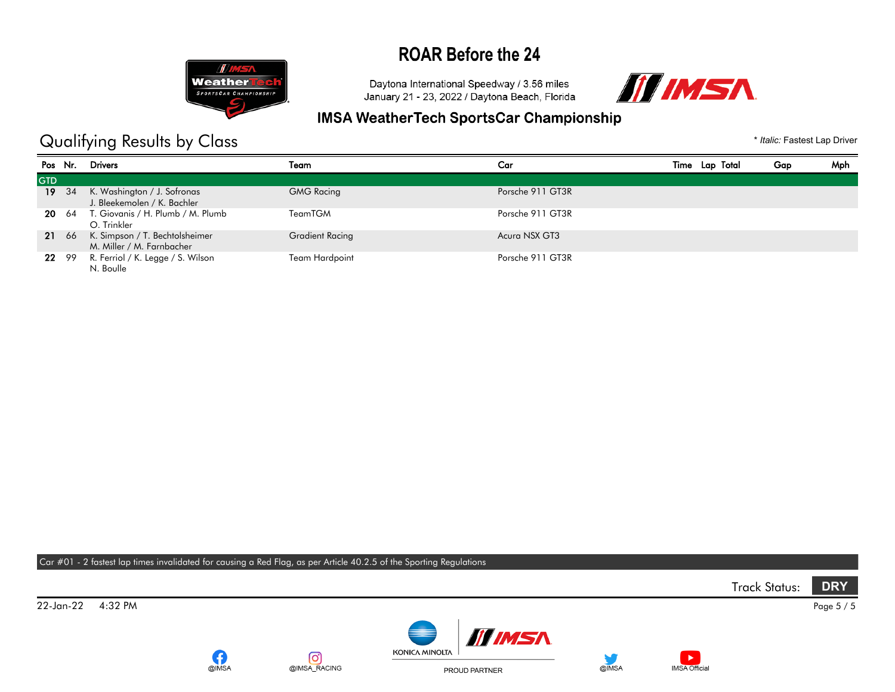# ROAR Before the 24

Daytona International Speedway / 3.56 miles
January 21 - 23, 2022 / Daytona Beach, Florida

## IMSA WeatherTech SportsCar Championship

## Qualifying Results by Class

\* *Italic:* Fastest Lap Driver

| Pos | Nr. | Drivers | Team | Car | Time | Lap | Total | Gap | Mph |
|---|---|---|---|---|---|---|---|---|---|
| **GTD** | | | | | | | | | |
| **19** | 34 | K. Washington / J. Sofronas / J. Bleekemolen / K. Bachler | GMG Racing | Porsche 911 GT3R | | | | | |
| **20** | 64 | T. Giovanis / H. Plumb / M. Plumb / O. Trinkler | TeamTGM | Porsche 911 GT3R | | | | | |
| **21** | 66 | K. Simpson / T. Bechtolsheimer / M. Miller / M. Farnbacher | Gradient Racing | Acura NSX GT3 | | | | | |
| **22** | 99 | R. Ferriol / K. Legge / S. Wilson / N. Boulle | Team Hardpoint | Porsche 911 GT3R | | | | | |

Car #01 - 2 fastest lap times invalidated for causing a Red Flag, as per Article 40.2.5 of the Sporting Regulations

Track Status: **DRY**

22-Jan-22 4:32 PM